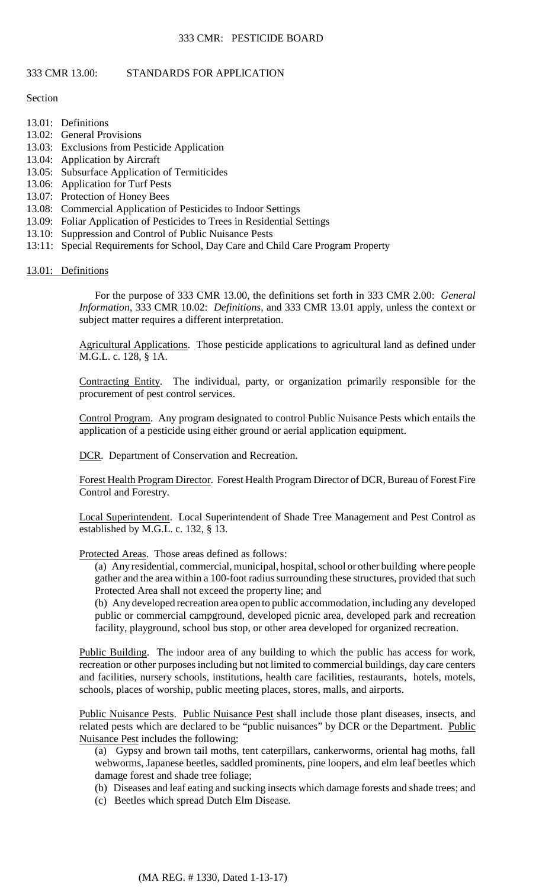# 333 CMR 13.00: STANDARDS FOR APPLICATION

Section

13.01: Definitions
13.02: General Provisions
13.03: Exclusions from Pesticide Application
13.04: Application by Aircraft
13.05: Subsurface Application of Termiticides
13.06: Application for Turf Pests
13.07: Protection of Honey Bees
13.08: Commercial Application of Pesticides to Indoor Settings
13.09: Foliar Application of Pesticides to Trees in Residential Settings
13.10: Suppression and Control of Public Nuisance Pests
13:11: Special Requirements for School, Day Care and Child Care Program Property

## 13.01: Definitions

For the purpose of 333 CMR 13.00, the definitions set forth in 333 CMR 2.00: *General Information*, 333 CMR 10.02: *Definitions*, and 333 CMR 13.01 apply, unless the context or subject matter requires a different interpretation.

Agricultural Applications. Those pesticide applications to agricultural land as defined under M.G.L. c. 128, § 1A.

Contracting Entity. The individual, party, or organization primarily responsible for the procurement of pest control services.

Control Program. Any program designated to control Public Nuisance Pests which entails the application of a pesticide using either ground or aerial application equipment.

DCR. Department of Conservation and Recreation.

Forest Health Program Director. Forest Health Program Director of DCR, Bureau of Forest Fire Control and Forestry.

Local Superintendent. Local Superintendent of Shade Tree Management and Pest Control as established by M.G.L. c. 132, § 13.

Protected Areas. Those areas defined as follows:

(a) Any residential, commercial, municipal, hospital, school or other building where people gather and the area within a 100-foot radius surrounding these structures, provided that such Protected Area shall not exceed the property line; and

(b) Any developed recreation area open to public accommodation, including any developed public or commercial campground, developed picnic area, developed park and recreation facility, playground, school bus stop, or other area developed for organized recreation.

Public Building. The indoor area of any building to which the public has access for work, recreation or other purposes including but not limited to commercial buildings, day care centers and facilities, nursery schools, institutions, health care facilities, restaurants, hotels, motels, schools, places of worship, public meeting places, stores, malls, and airports.

Public Nuisance Pests. Public Nuisance Pest shall include those plant diseases, insects, and related pests which are declared to be "public nuisances" by DCR or the Department. Public Nuisance Pest includes the following:

(a) Gypsy and brown tail moths, tent caterpillars, cankerworms, oriental hag moths, fall webworms, Japanese beetles, saddled prominents, pine loopers, and elm leaf beetles which damage forest and shade tree foliage;

(b) Diseases and leaf eating and sucking insects which damage forests and shade trees; and

(c) Beetles which spread Dutch Elm Disease.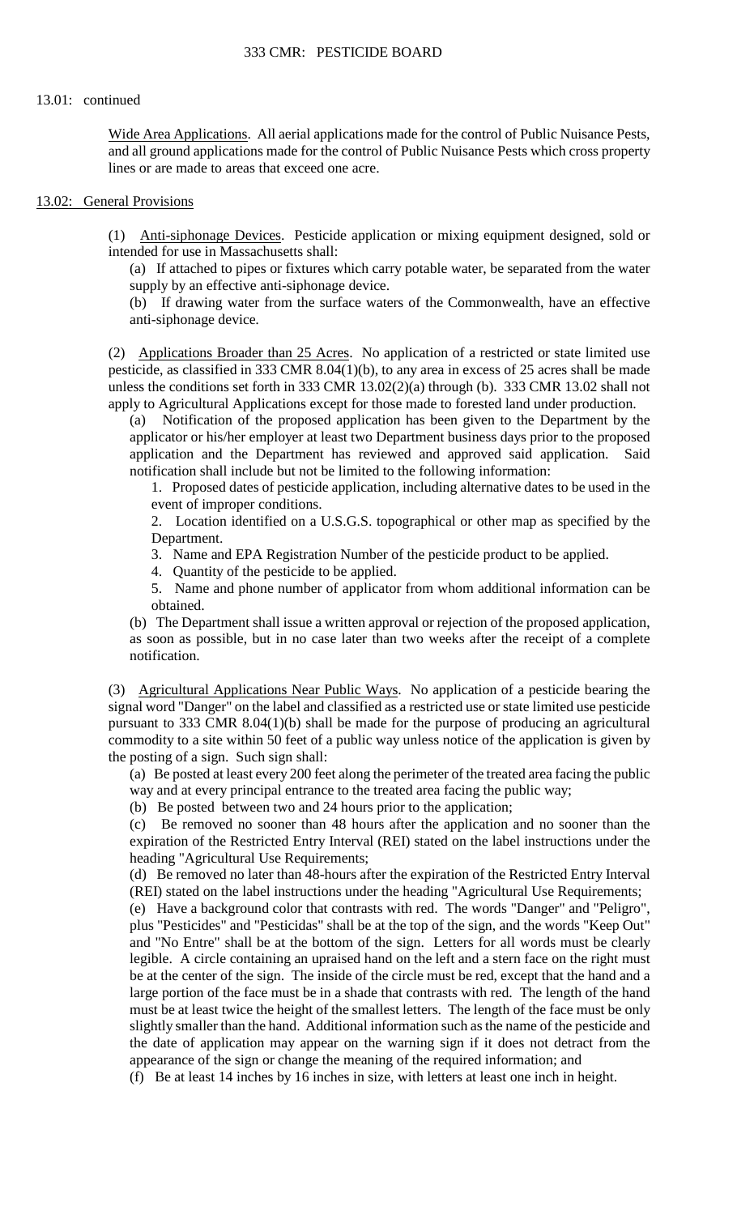13.01: continued

Wide Area Applications. All aerial applications made for the control of Public Nuisance Pests, and all ground applications made for the control of Public Nuisance Pests which cross property lines or are made to areas that exceed one acre.

## 13.02: General Provisions

(1) Anti-siphonage Devices. Pesticide application or mixing equipment designed, sold or intended for use in Massachusetts shall:

(a) If attached to pipes or fixtures which carry potable water, be separated from the water supply by an effective anti-siphonage device.

(b) If drawing water from the surface waters of the Commonwealth, have an effective anti-siphonage device.

(2) Applications Broader than 25 Acres. No application of a restricted or state limited use pesticide, as classified in 333 CMR 8.04(1)(b), to any area in excess of 25 acres shall be made unless the conditions set forth in 333 CMR 13.02(2)(a) through (b). 333 CMR 13.02 shall not apply to Agricultural Applications except for those made to forested land under production.

(a) Notification of the proposed application has been given to the Department by the applicator or his/her employer at least two Department business days prior to the proposed application and the Department has reviewed and approved said application. Said notification shall include but not be limited to the following information:

1. Proposed dates of pesticide application, including alternative dates to be used in the event of improper conditions.
2. Location identified on a U.S.G.S. topographical or other map as specified by the Department.
3. Name and EPA Registration Number of the pesticide product to be applied.
4. Quantity of the pesticide to be applied.
5. Name and phone number of applicator from whom additional information can be obtained.

(b) The Department shall issue a written approval or rejection of the proposed application, as soon as possible, but in no case later than two weeks after the receipt of a complete notification.

(3) Agricultural Applications Near Public Ways. No application of a pesticide bearing the signal word "Danger" on the label and classified as a restricted use or state limited use pesticide pursuant to 333 CMR 8.04(1)(b) shall be made for the purpose of producing an agricultural commodity to a site within 50 feet of a public way unless notice of the application is given by the posting of a sign. Such sign shall:

(a) Be posted at least every 200 feet along the perimeter of the treated area facing the public way and at every principal entrance to the treated area facing the public way;

(b) Be posted between two and 24 hours prior to the application;

(c) Be removed no sooner than 48 hours after the application and no sooner than the expiration of the Restricted Entry Interval (REI) stated on the label instructions under the heading "Agricultural Use Requirements;

(d) Be removed no later than 48-hours after the expiration of the Restricted Entry Interval (REI) stated on the label instructions under the heading "Agricultural Use Requirements;

(e) Have a background color that contrasts with red. The words "Danger" and "Peligro", plus "Pesticides" and "Pesticidas" shall be at the top of the sign, and the words "Keep Out" and "No Entre" shall be at the bottom of the sign. Letters for all words must be clearly legible. A circle containing an upraised hand on the left and a stern face on the right must be at the center of the sign. The inside of the circle must be red, except that the hand and a large portion of the face must be in a shade that contrasts with red. The length of the hand must be at least twice the height of the smallest letters. The length of the face must be only slightly smaller than the hand. Additional information such as the name of the pesticide and the date of application may appear on the warning sign if it does not detract from the appearance of the sign or change the meaning of the required information; and

(f) Be at least 14 inches by 16 inches in size, with letters at least one inch in height.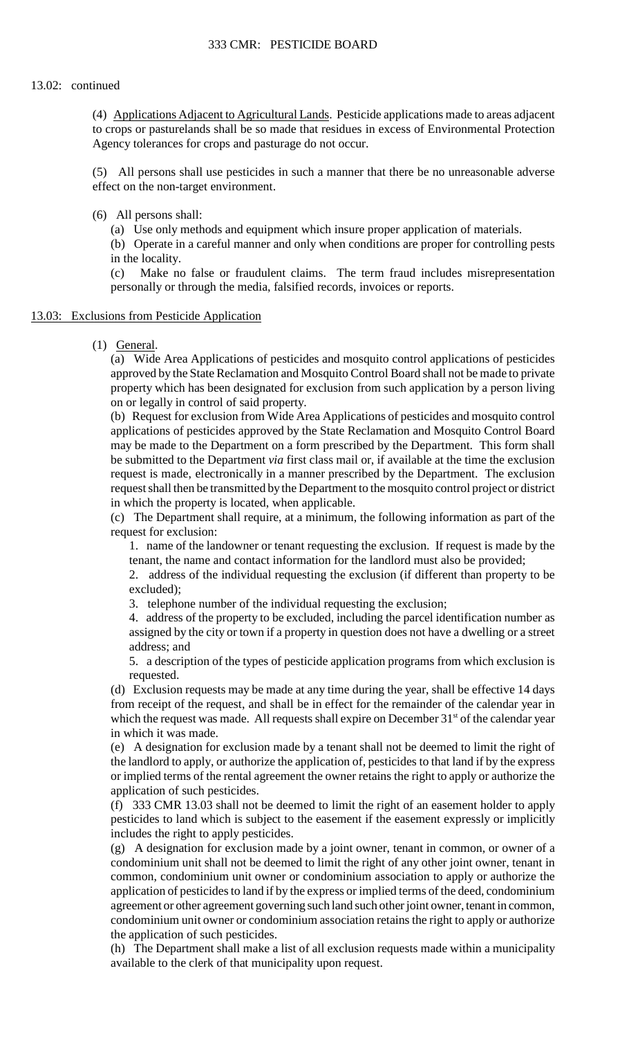13.02: continued

(4) Applications Adjacent to Agricultural Lands. Pesticide applications made to areas adjacent to crops or pasturelands shall be so made that residues in excess of Environmental Protection Agency tolerances for crops and pasturage do not occur.

(5) All persons shall use pesticides in such a manner that there be no unreasonable adverse effect on the non-target environment.

(6) All persons shall:

(a) Use only methods and equipment which insure proper application of materials.

(b) Operate in a careful manner and only when conditions are proper for controlling pests in the locality.

(c) Make no false or fraudulent claims. The term fraud includes misrepresentation personally or through the media, falsified records, invoices or reports.

## 13.03: Exclusions from Pesticide Application

(1) General.

(a) Wide Area Applications of pesticides and mosquito control applications of pesticides approved by the State Reclamation and Mosquito Control Board shall not be made to private property which has been designated for exclusion from such application by a person living on or legally in control of said property.

(b) Request for exclusion from Wide Area Applications of pesticides and mosquito control applications of pesticides approved by the State Reclamation and Mosquito Control Board may be made to the Department on a form prescribed by the Department. This form shall be submitted to the Department *via* first class mail or, if available at the time the exclusion request is made, electronically in a manner prescribed by the Department. The exclusion request shall then be transmitted by the Department to the mosquito control project or district in which the property is located, when applicable.

(c) The Department shall require, at a minimum, the following information as part of the request for exclusion:

1. name of the landowner or tenant requesting the exclusion. If request is made by the tenant, the name and contact information for the landlord must also be provided;

2. address of the individual requesting the exclusion (if different than property to be excluded);

3. telephone number of the individual requesting the exclusion;

4. address of the property to be excluded, including the parcel identification number as assigned by the city or town if a property in question does not have a dwelling or a street address; and

5. a description of the types of pesticide application programs from which exclusion is requested.

(d) Exclusion requests may be made at any time during the year, shall be effective 14 days from receipt of the request, and shall be in effect for the remainder of the calendar year in which the request was made. All requests shall expire on December 31st of the calendar year in which it was made.

(e) A designation for exclusion made by a tenant shall not be deemed to limit the right of the landlord to apply, or authorize the application of, pesticides to that land if by the express or implied terms of the rental agreement the owner retains the right to apply or authorize the application of such pesticides.

(f) 333 CMR 13.03 shall not be deemed to limit the right of an easement holder to apply pesticides to land which is subject to the easement if the easement expressly or implicitly includes the right to apply pesticides.

(g) A designation for exclusion made by a joint owner, tenant in common, or owner of a condominium unit shall not be deemed to limit the right of any other joint owner, tenant in common, condominium unit owner or condominium association to apply or authorize the application of pesticides to land if by the express or implied terms of the deed, condominium agreement or other agreement governing such land such other joint owner, tenant in common, condominium unit owner or condominium association retains the right to apply or authorize the application of such pesticides.

(h) The Department shall make a list of all exclusion requests made within a municipality available to the clerk of that municipality upon request.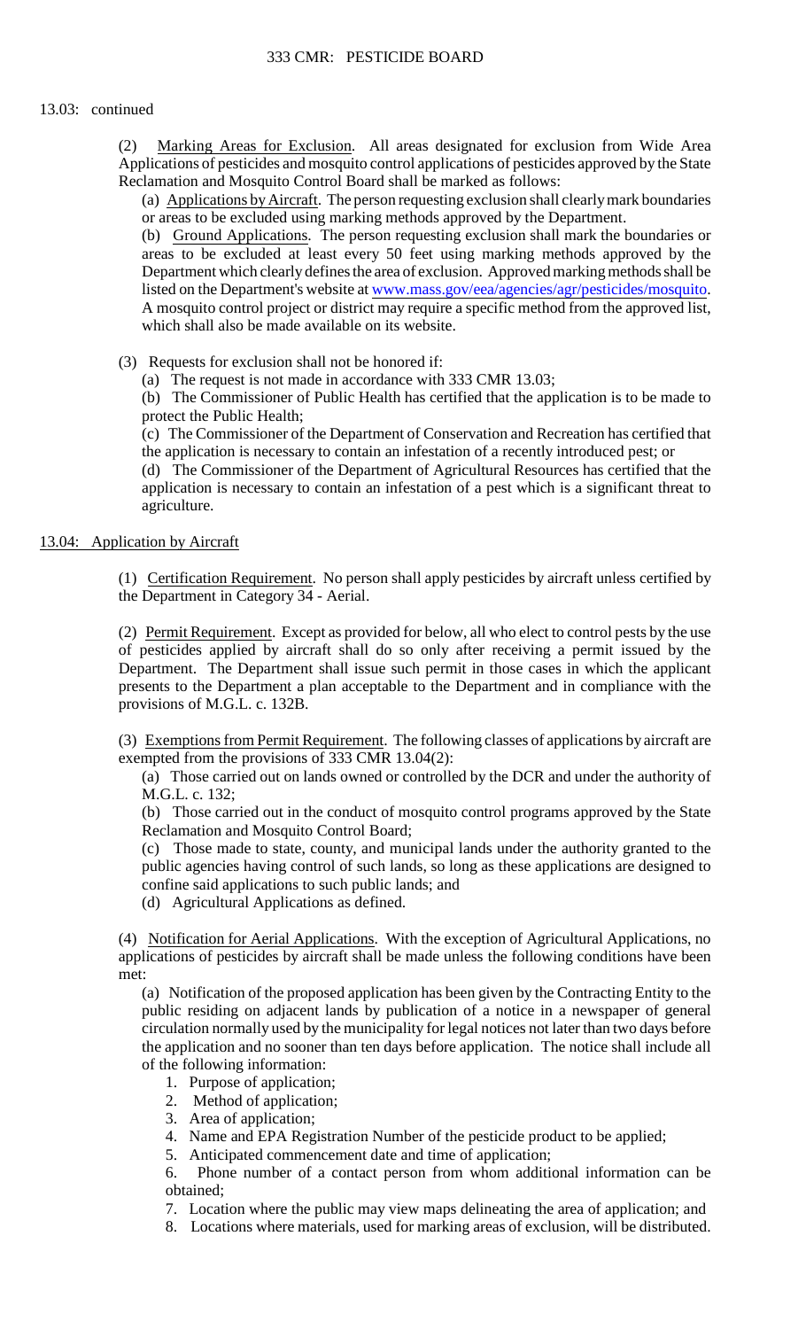13.03: continued

(2) Marking Areas for Exclusion. All areas designated for exclusion from Wide Area Applications of pesticides and mosquito control applications of pesticides approved by the State Reclamation and Mosquito Control Board shall be marked as follows:

(a) Applications by Aircraft. The person requesting exclusion shall clearly mark boundaries or areas to be excluded using marking methods approved by the Department.

(b) Ground Applications. The person requesting exclusion shall mark the boundaries or areas to be excluded at least every 50 feet using marking methods approved by the Department which clearly defines the area of exclusion. Approved marking methods shall be listed on the Department's website at www.mass.gov/eea/agencies/agr/pesticides/mosquito. A mosquito control project or district may require a specific method from the approved list, which shall also be made available on its website.

(3) Requests for exclusion shall not be honored if:

(a) The request is not made in accordance with 333 CMR 13.03;

(b) The Commissioner of Public Health has certified that the application is to be made to protect the Public Health;

(c) The Commissioner of the Department of Conservation and Recreation has certified that the application is necessary to contain an infestation of a recently introduced pest; or

(d) The Commissioner of the Department of Agricultural Resources has certified that the application is necessary to contain an infestation of a pest which is a significant threat to agriculture.

## 13.04: Application by Aircraft

(1) Certification Requirement. No person shall apply pesticides by aircraft unless certified by the Department in Category 34 - Aerial.

(2) Permit Requirement. Except as provided for below, all who elect to control pests by the use of pesticides applied by aircraft shall do so only after receiving a permit issued by the Department. The Department shall issue such permit in those cases in which the applicant presents to the Department a plan acceptable to the Department and in compliance with the provisions of M.G.L. c. 132B.

(3) Exemptions from Permit Requirement. The following classes of applications by aircraft are exempted from the provisions of 333 CMR 13.04(2):

(a) Those carried out on lands owned or controlled by the DCR and under the authority of M.G.L. c. 132;

(b) Those carried out in the conduct of mosquito control programs approved by the State Reclamation and Mosquito Control Board;

(c) Those made to state, county, and municipal lands under the authority granted to the public agencies having control of such lands, so long as these applications are designed to confine said applications to such public lands; and

(d) Agricultural Applications as defined.

(4) Notification for Aerial Applications. With the exception of Agricultural Applications, no applications of pesticides by aircraft shall be made unless the following conditions have been met:

(a) Notification of the proposed application has been given by the Contracting Entity to the public residing on adjacent lands by publication of a notice in a newspaper of general circulation normally used by the municipality for legal notices not later than two days before the application and no sooner than ten days before application. The notice shall include all of the following information:

1. Purpose of application;
2. Method of application;
3. Area of application;
4. Name and EPA Registration Number of the pesticide product to be applied;
5. Anticipated commencement date and time of application;
6. Phone number of a contact person from whom additional information can be obtained;
7. Location where the public may view maps delineating the area of application; and
8. Locations where materials, used for marking areas of exclusion, will be distributed.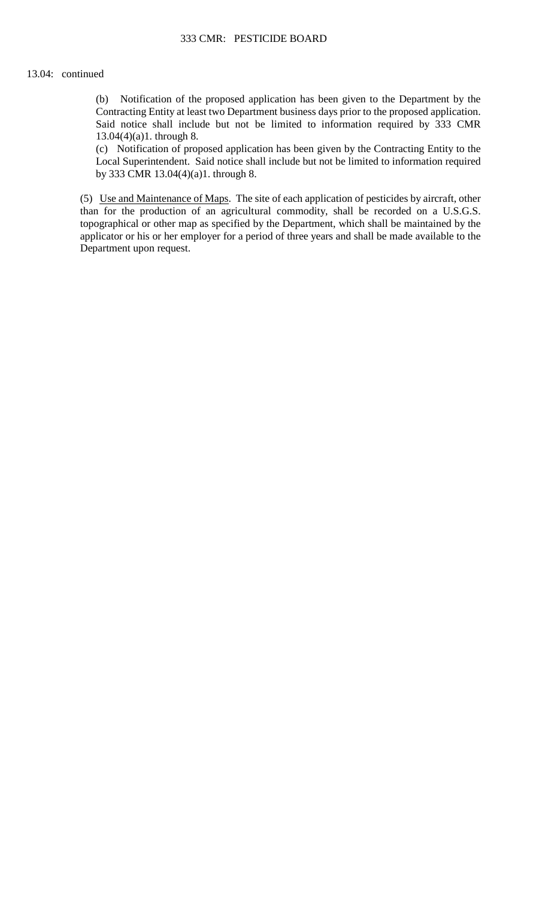13.04: continued

(b) Notification of the proposed application has been given to the Department by the Contracting Entity at least two Department business days prior to the proposed application. Said notice shall include but not be limited to information required by 333 CMR 13.04(4)(a)1. through 8.

(c) Notification of proposed application has been given by the Contracting Entity to the Local Superintendent. Said notice shall include but not be limited to information required by 333 CMR 13.04(4)(a)1. through 8.

(5) Use and Maintenance of Maps. The site of each application of pesticides by aircraft, other than for the production of an agricultural commodity, shall be recorded on a U.S.G.S. topographical or other map as specified by the Department, which shall be maintained by the applicator or his or her employer for a period of three years and shall be made available to the Department upon request.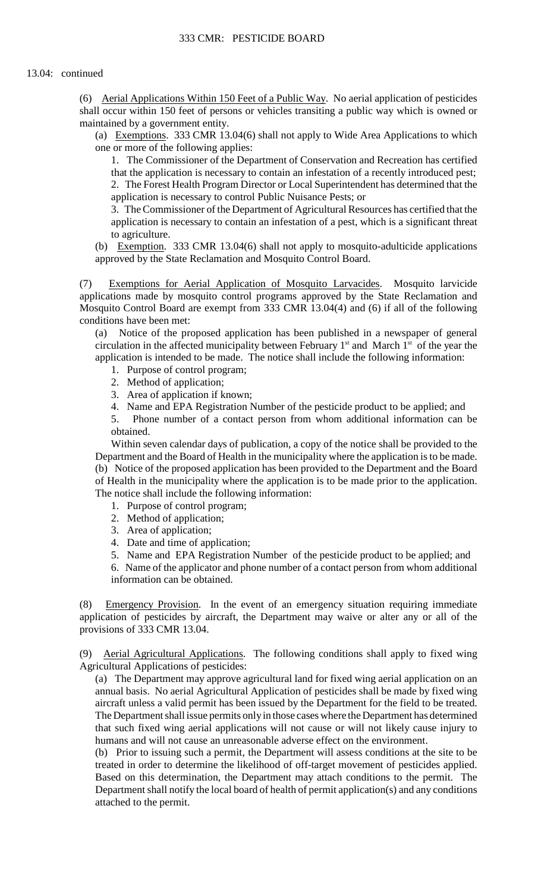13.04: continued

(6) Aerial Applications Within 150 Feet of a Public Way. No aerial application of pesticides shall occur within 150 feet of persons or vehicles transiting a public way which is owned or maintained by a government entity.

(a) Exemptions. 333 CMR 13.04(6) shall not apply to Wide Area Applications to which one or more of the following applies:

1. The Commissioner of the Department of Conservation and Recreation has certified that the application is necessary to contain an infestation of a recently introduced pest;
2. The Forest Health Program Director or Local Superintendent has determined that the application is necessary to control Public Nuisance Pests; or
3. The Commissioner of the Department of Agricultural Resources has certified that the application is necessary to contain an infestation of a pest, which is a significant threat to agriculture.

(b) Exemption. 333 CMR 13.04(6) shall not apply to mosquito-adulticide applications approved by the State Reclamation and Mosquito Control Board.

(7) Exemptions for Aerial Application of Mosquito Larvacides. Mosquito larvicide applications made by mosquito control programs approved by the State Reclamation and Mosquito Control Board are exempt from 333 CMR 13.04(4) and (6) if all of the following conditions have been met:

(a) Notice of the proposed application has been published in a newspaper of general circulation in the affected municipality between February 1st and March 1st of the year the application is intended to be made. The notice shall include the following information:

1. Purpose of control program;
2. Method of application;
3. Area of application if known;
4. Name and EPA Registration Number of the pesticide product to be applied; and
5. Phone number of a contact person from whom additional information can be obtained.

Within seven calendar days of publication, a copy of the notice shall be provided to the Department and the Board of Health in the municipality where the application is to be made.

(b) Notice of the proposed application has been provided to the Department and the Board of Health in the municipality where the application is to be made prior to the application. The notice shall include the following information:

1. Purpose of control program;
2. Method of application;
3. Area of application;
4. Date and time of application;
5. Name and EPA Registration Number of the pesticide product to be applied; and
6. Name of the applicator and phone number of a contact person from whom additional information can be obtained.

(8) Emergency Provision. In the event of an emergency situation requiring immediate application of pesticides by aircraft, the Department may waive or alter any or all of the provisions of 333 CMR 13.04.

(9) Aerial Agricultural Applications. The following conditions shall apply to fixed wing Agricultural Applications of pesticides:

(a) The Department may approve agricultural land for fixed wing aerial application on an annual basis. No aerial Agricultural Application of pesticides shall be made by fixed wing aircraft unless a valid permit has been issued by the Department for the field to be treated. The Department shall issue permits only in those cases where the Department has determined that such fixed wing aerial applications will not cause or will not likely cause injury to humans and will not cause an unreasonable adverse effect on the environment.

(b) Prior to issuing such a permit, the Department will assess conditions at the site to be treated in order to determine the likelihood of off-target movement of pesticides applied. Based on this determination, the Department may attach conditions to the permit. The Department shall notify the local board of health of permit application(s) and any conditions attached to the permit.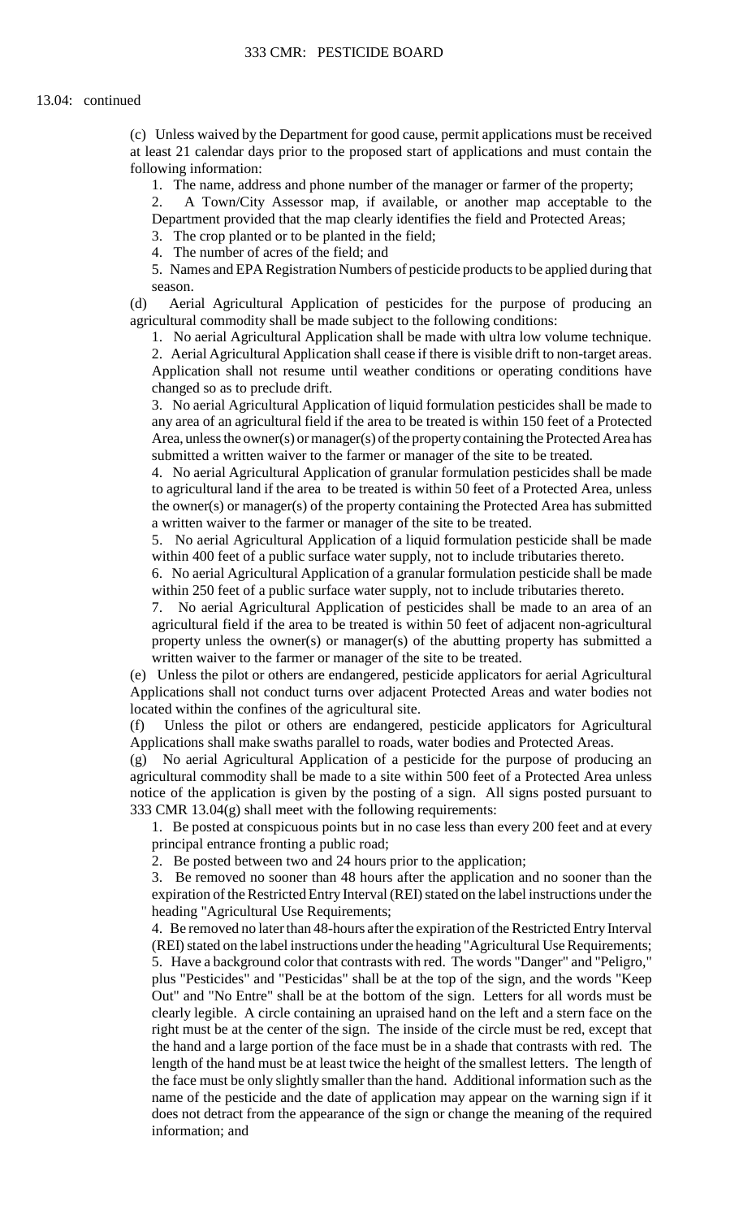13.04: continued

(c) Unless waived by the Department for good cause, permit applications must be received at least 21 calendar days prior to the proposed start of applications and must contain the following information:

1. The name, address and phone number of the manager or farmer of the property;
2. A Town/City Assessor map, if available, or another map acceptable to the Department provided that the map clearly identifies the field and Protected Areas;
3. The crop planted or to be planted in the field;
4. The number of acres of the field; and
5. Names and EPA Registration Numbers of pesticide products to be applied during that season.

(d) Aerial Agricultural Application of pesticides for the purpose of producing an agricultural commodity shall be made subject to the following conditions:

1. No aerial Agricultural Application shall be made with ultra low volume technique.
2. Aerial Agricultural Application shall cease if there is visible drift to non-target areas. Application shall not resume until weather conditions or operating conditions have changed so as to preclude drift.
3. No aerial Agricultural Application of liquid formulation pesticides shall be made to any area of an agricultural field if the area to be treated is within 150 feet of a Protected Area, unless the owner(s) or manager(s) of the property containing the Protected Area has submitted a written waiver to the farmer or manager of the site to be treated.
4. No aerial Agricultural Application of granular formulation pesticides shall be made to agricultural land if the area to be treated is within 50 feet of a Protected Area, unless the owner(s) or manager(s) of the property containing the Protected Area has submitted a written waiver to the farmer or manager of the site to be treated.
5. No aerial Agricultural Application of a liquid formulation pesticide shall be made within 400 feet of a public surface water supply, not to include tributaries thereto.
6. No aerial Agricultural Application of a granular formulation pesticide shall be made within 250 feet of a public surface water supply, not to include tributaries thereto.
7. No aerial Agricultural Application of pesticides shall be made to an area of an agricultural field if the area to be treated is within 50 feet of adjacent non-agricultural property unless the owner(s) or manager(s) of the abutting property has submitted a written waiver to the farmer or manager of the site to be treated.

(e) Unless the pilot or others are endangered, pesticide applicators for aerial Agricultural Applications shall not conduct turns over adjacent Protected Areas and water bodies not located within the confines of the agricultural site.

(f) Unless the pilot or others are endangered, pesticide applicators for Agricultural Applications shall make swaths parallel to roads, water bodies and Protected Areas.

(g) No aerial Agricultural Application of a pesticide for the purpose of producing an agricultural commodity shall be made to a site within 500 feet of a Protected Area unless notice of the application is given by the posting of a sign. All signs posted pursuant to 333 CMR 13.04(g) shall meet with the following requirements:

1. Be posted at conspicuous points but in no case less than every 200 feet and at every principal entrance fronting a public road;
2. Be posted between two and 24 hours prior to the application;
3. Be removed no sooner than 48 hours after the application and no sooner than the expiration of the Restricted Entry Interval (REI) stated on the label instructions under the heading "Agricultural Use Requirements;
4. Be removed no later than 48-hours after the expiration of the Restricted Entry Interval (REI) stated on the label instructions under the heading "Agricultural Use Requirements;
5. Have a background color that contrasts with red. The words "Danger" and "Peligro," plus "Pesticides" and "Pesticidas" shall be at the top of the sign, and the words "Keep Out" and "No Entre" shall be at the bottom of the sign. Letters for all words must be clearly legible. A circle containing an upraised hand on the left and a stern face on the right must be at the center of the sign. The inside of the circle must be red, except that the hand and a large portion of the face must be in a shade that contrasts with red. The length of the hand must be at least twice the height of the smallest letters. The length of the face must be only slightly smaller than the hand. Additional information such as the name of the pesticide and the date of application may appear on the warning sign if it does not detract from the appearance of the sign or change the meaning of the required information; and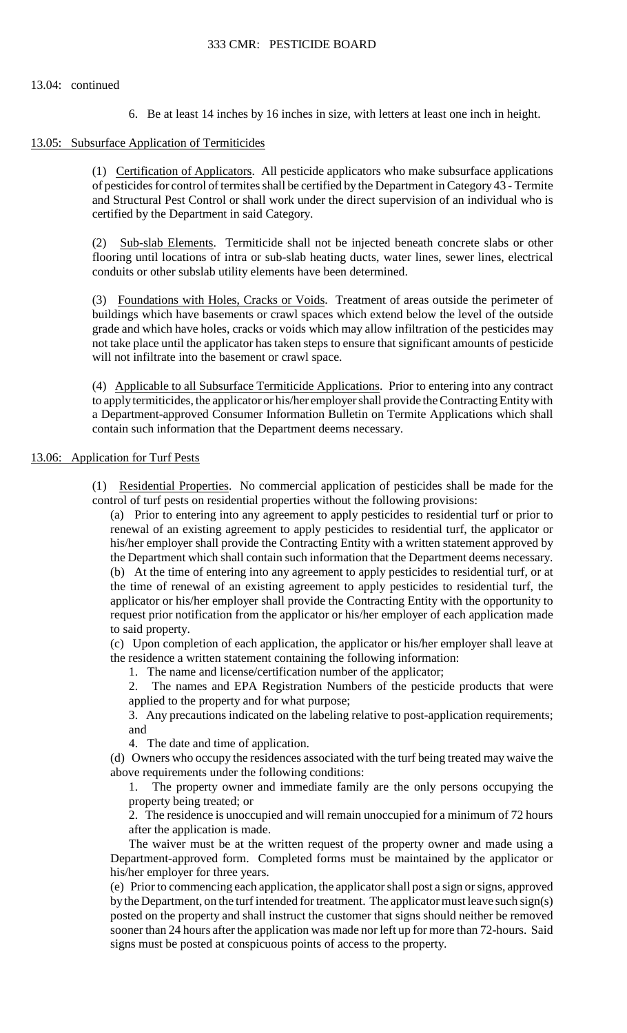13.04: continued

6. Be at least 14 inches by 16 inches in size, with letters at least one inch in height.

## 13.05: Subsurface Application of Termiticides

(1) Certification of Applicators. All pesticide applicators who make subsurface applications of pesticides for control of termites shall be certified by the Department in Category 43 - Termite and Structural Pest Control or shall work under the direct supervision of an individual who is certified by the Department in said Category.

(2) Sub-slab Elements. Termiticide shall not be injected beneath concrete slabs or other flooring until locations of intra or sub-slab heating ducts, water lines, sewer lines, electrical conduits or other subslab utility elements have been determined.

(3) Foundations with Holes, Cracks or Voids. Treatment of areas outside the perimeter of buildings which have basements or crawl spaces which extend below the level of the outside grade and which have holes, cracks or voids which may allow infiltration of the pesticides may not take place until the applicator has taken steps to ensure that significant amounts of pesticide will not infiltrate into the basement or crawl space.

(4) Applicable to all Subsurface Termiticide Applications. Prior to entering into any contract to apply termiticides, the applicator or his/her employer shall provide the Contracting Entity with a Department-approved Consumer Information Bulletin on Termite Applications which shall contain such information that the Department deems necessary.

## 13.06: Application for Turf Pests

(1) Residential Properties. No commercial application of pesticides shall be made for the control of turf pests on residential properties without the following provisions:

(a) Prior to entering into any agreement to apply pesticides to residential turf or prior to renewal of an existing agreement to apply pesticides to residential turf, the applicator or his/her employer shall provide the Contracting Entity with a written statement approved by the Department which shall contain such information that the Department deems necessary.

(b) At the time of entering into any agreement to apply pesticides to residential turf, or at the time of renewal of an existing agreement to apply pesticides to residential turf, the applicator or his/her employer shall provide the Contracting Entity with the opportunity to request prior notification from the applicator or his/her employer of each application made to said property.

(c) Upon completion of each application, the applicator or his/her employer shall leave at the residence a written statement containing the following information:

1. The name and license/certification number of the applicator;
2. The names and EPA Registration Numbers of the pesticide products that were applied to the property and for what purpose;
3. Any precautions indicated on the labeling relative to post-application requirements; and
4. The date and time of application.

(d) Owners who occupy the residences associated with the turf being treated may waive the above requirements under the following conditions:

1. The property owner and immediate family are the only persons occupying the property being treated; or
2. The residence is unoccupied and will remain unoccupied for a minimum of 72 hours after the application is made.

The waiver must be at the written request of the property owner and made using a Department-approved form. Completed forms must be maintained by the applicator or his/her employer for three years.

(e) Prior to commencing each application, the applicator shall post a sign or signs, approved by the Department, on the turf intended for treatment. The applicator must leave such sign(s) posted on the property and shall instruct the customer that signs should neither be removed sooner than 24 hours after the application was made nor left up for more than 72-hours. Said signs must be posted at conspicuous points of access to the property.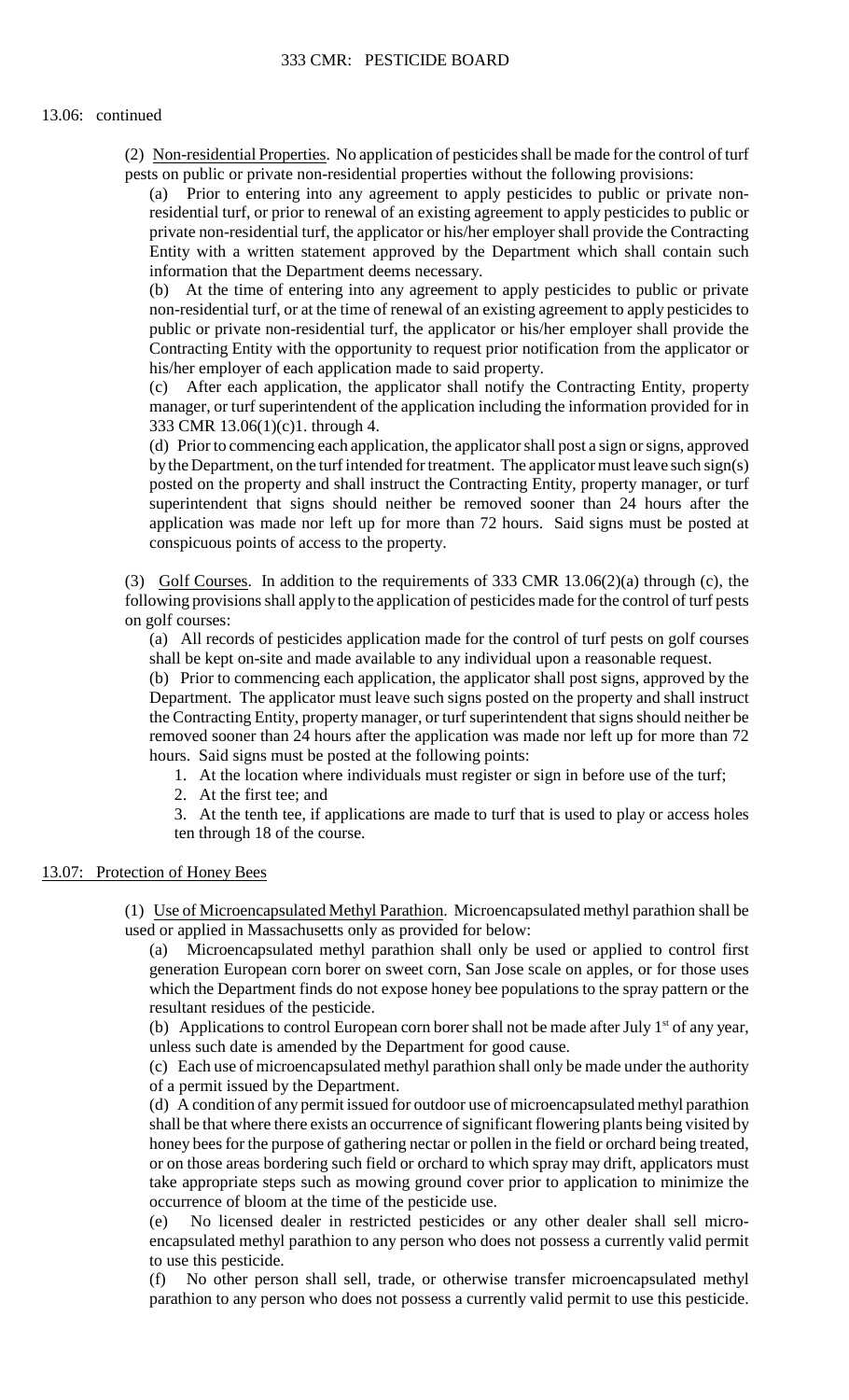13.06: continued

(2) Non-residential Properties. No application of pesticides shall be made for the control of turf pests on public or private non-residential properties without the following provisions:

(a) Prior to entering into any agreement to apply pesticides to public or private non-residential turf, or prior to renewal of an existing agreement to apply pesticides to public or private non-residential turf, the applicator or his/her employer shall provide the Contracting Entity with a written statement approved by the Department which shall contain such information that the Department deems necessary.

(b) At the time of entering into any agreement to apply pesticides to public or private non-residential turf, or at the time of renewal of an existing agreement to apply pesticides to public or private non-residential turf, the applicator or his/her employer shall provide the Contracting Entity with the opportunity to request prior notification from the applicator or his/her employer of each application made to said property.

(c) After each application, the applicator shall notify the Contracting Entity, property manager, or turf superintendent of the application including the information provided for in 333 CMR 13.06(1)(c)1. through 4.

(d) Prior to commencing each application, the applicator shall post a sign or signs, approved by the Department, on the turf intended for treatment. The applicator must leave such sign(s) posted on the property and shall instruct the Contracting Entity, property manager, or turf superintendent that signs should neither be removed sooner than 24 hours after the application was made nor left up for more than 72 hours. Said signs must be posted at conspicuous points of access to the property.

(3) Golf Courses. In addition to the requirements of 333 CMR 13.06(2)(a) through (c), the following provisions shall apply to the application of pesticides made for the control of turf pests on golf courses:

(a) All records of pesticides application made for the control of turf pests on golf courses shall be kept on-site and made available to any individual upon a reasonable request.

(b) Prior to commencing each application, the applicator shall post signs, approved by the Department. The applicator must leave such signs posted on the property and shall instruct the Contracting Entity, property manager, or turf superintendent that signs should neither be removed sooner than 24 hours after the application was made nor left up for more than 72 hours. Said signs must be posted at the following points:

1. At the location where individuals must register or sign in before use of the turf;
2. At the first tee; and
3. At the tenth tee, if applications are made to turf that is used to play or access holes ten through 18 of the course.

## 13.07: Protection of Honey Bees

(1) Use of Microencapsulated Methyl Parathion. Microencapsulated methyl parathion shall be used or applied in Massachusetts only as provided for below:

(a) Microencapsulated methyl parathion shall only be used or applied to control first generation European corn borer on sweet corn, San Jose scale on apples, or for those uses which the Department finds do not expose honey bee populations to the spray pattern or the resultant residues of the pesticide.

(b) Applications to control European corn borer shall not be made after July 1st of any year, unless such date is amended by the Department for good cause.

(c) Each use of microencapsulated methyl parathion shall only be made under the authority of a permit issued by the Department.

(d) A condition of any permit issued for outdoor use of microencapsulated methyl parathion shall be that where there exists an occurrence of significant flowering plants being visited by honey bees for the purpose of gathering nectar or pollen in the field or orchard being treated, or on those areas bordering such field or orchard to which spray may drift, applicators must take appropriate steps such as mowing ground cover prior to application to minimize the occurrence of bloom at the time of the pesticide use.

(e) No licensed dealer in restricted pesticides or any other dealer shall sell micro-encapsulated methyl parathion to any person who does not possess a currently valid permit to use this pesticide.

(f) No other person shall sell, trade, or otherwise transfer microencapsulated methyl parathion to any person who does not possess a currently valid permit to use this pesticide.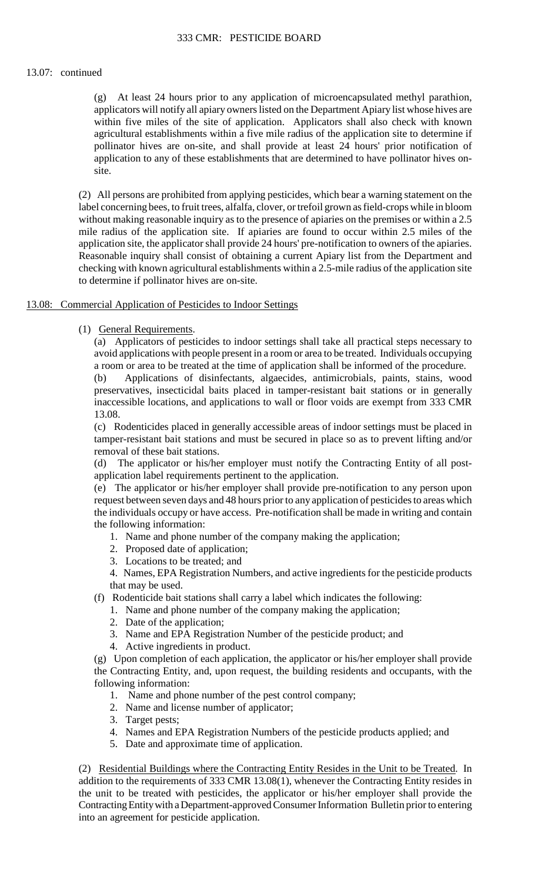13.07: continued

(g) At least 24 hours prior to any application of microencapsulated methyl parathion, applicators will notify all apiary owners listed on the Department Apiary list whose hives are within five miles of the site of application. Applicators shall also check with known agricultural establishments within a five mile radius of the application site to determine if pollinator hives are on-site, and shall provide at least 24 hours' prior notification of application to any of these establishments that are determined to have pollinator hives on-site.

(2) All persons are prohibited from applying pesticides, which bear a warning statement on the label concerning bees, to fruit trees, alfalfa, clover, or trefoil grown as field-crops while in bloom without making reasonable inquiry as to the presence of apiaries on the premises or within a 2.5 mile radius of the application site. If apiaries are found to occur within 2.5 miles of the application site, the applicator shall provide 24 hours' pre-notification to owners of the apiaries. Reasonable inquiry shall consist of obtaining a current Apiary list from the Department and checking with known agricultural establishments within a 2.5-mile radius of the application site to determine if pollinator hives are on-site.

## 13.08: Commercial Application of Pesticides to Indoor Settings

(1) General Requirements.

(a) Applicators of pesticides to indoor settings shall take all practical steps necessary to avoid applications with people present in a room or area to be treated. Individuals occupying a room or area to be treated at the time of application shall be informed of the procedure.

(b) Applications of disinfectants, algaecides, antimicrobials, paints, stains, wood preservatives, insecticidal baits placed in tamper-resistant bait stations or in generally inaccessible locations, and applications to wall or floor voids are exempt from 333 CMR 13.08.

(c) Rodenticides placed in generally accessible areas of indoor settings must be placed in tamper-resistant bait stations and must be secured in place so as to prevent lifting and/or removal of these bait stations.

(d) The applicator or his/her employer must notify the Contracting Entity of all post-application label requirements pertinent to the application.

(e) The applicator or his/her employer shall provide pre-notification to any person upon request between seven days and 48 hours prior to any application of pesticides to areas which the individuals occupy or have access. Pre-notification shall be made in writing and contain the following information:

1. Name and phone number of the company making the application;
2. Proposed date of application;
3. Locations to be treated; and
4. Names, EPA Registration Numbers, and active ingredients for the pesticide products that may be used.

(f) Rodenticide bait stations shall carry a label which indicates the following:

1. Name and phone number of the company making the application;
2. Date of the application;
3. Name and EPA Registration Number of the pesticide product; and
4. Active ingredients in product.

(g) Upon completion of each application, the applicator or his/her employer shall provide the Contracting Entity, and, upon request, the building residents and occupants, with the following information:

1. Name and phone number of the pest control company;
2. Name and license number of applicator;
3. Target pests;
4. Names and EPA Registration Numbers of the pesticide products applied; and
5. Date and approximate time of application.

(2) Residential Buildings where the Contracting Entity Resides in the Unit to be Treated. In addition to the requirements of 333 CMR 13.08(1), whenever the Contracting Entity resides in the unit to be treated with pesticides, the applicator or his/her employer shall provide the Contracting Entity with a Department-approved Consumer Information Bulletin prior to entering into an agreement for pesticide application.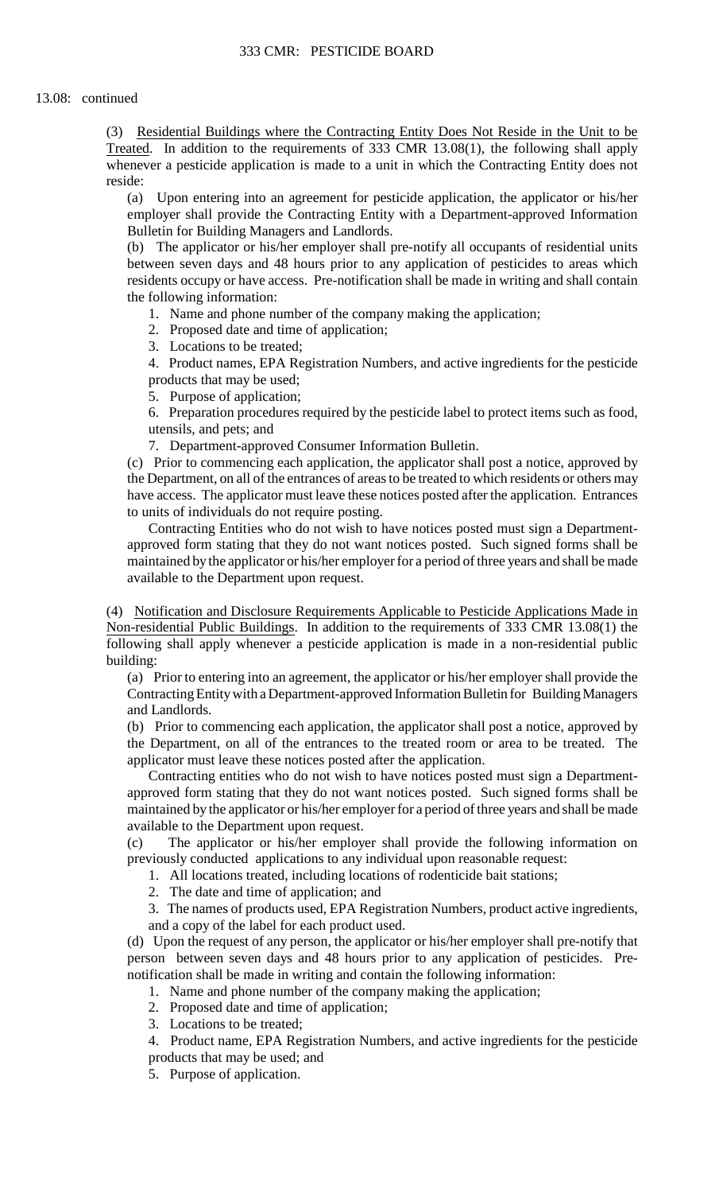13.08: continued

(3) Residential Buildings where the Contracting Entity Does Not Reside in the Unit to be Treated. In addition to the requirements of 333 CMR 13.08(1), the following shall apply whenever a pesticide application is made to a unit in which the Contracting Entity does not reside:

(a) Upon entering into an agreement for pesticide application, the applicator or his/her employer shall provide the Contracting Entity with a Department-approved Information Bulletin for Building Managers and Landlords.

(b) The applicator or his/her employer shall pre-notify all occupants of residential units between seven days and 48 hours prior to any application of pesticides to areas which residents occupy or have access. Pre-notification shall be made in writing and shall contain the following information:

1. Name and phone number of the company making the application;
2. Proposed date and time of application;
3. Locations to be treated;
4. Product names, EPA Registration Numbers, and active ingredients for the pesticide products that may be used;
5. Purpose of application;
6. Preparation procedures required by the pesticide label to protect items such as food, utensils, and pets; and
7. Department-approved Consumer Information Bulletin.

(c) Prior to commencing each application, the applicator shall post a notice, approved by the Department, on all of the entrances of areas to be treated to which residents or others may have access. The applicator must leave these notices posted after the application. Entrances to units of individuals do not require posting.

Contracting Entities who do not wish to have notices posted must sign a Department-approved form stating that they do not want notices posted. Such signed forms shall be maintained by the applicator or his/her employer for a period of three years and shall be made available to the Department upon request.

(4) Notification and Disclosure Requirements Applicable to Pesticide Applications Made in Non-residential Public Buildings. In addition to the requirements of 333 CMR 13.08(1) the following shall apply whenever a pesticide application is made in a non-residential public building:

(a) Prior to entering into an agreement, the applicator or his/her employer shall provide the Contracting Entity with a Department-approved Information Bulletin for Building Managers and Landlords.

(b) Prior to commencing each application, the applicator shall post a notice, approved by the Department, on all of the entrances to the treated room or area to be treated. The applicator must leave these notices posted after the application.

Contracting entities who do not wish to have notices posted must sign a Department-approved form stating that they do not want notices posted. Such signed forms shall be maintained by the applicator or his/her employer for a period of three years and shall be made available to the Department upon request.

(c) The applicator or his/her employer shall provide the following information on previously conducted applications to any individual upon reasonable request:

1. All locations treated, including locations of rodenticide bait stations;
2. The date and time of application; and
3. The names of products used, EPA Registration Numbers, product active ingredients, and a copy of the label for each product used.

(d) Upon the request of any person, the applicator or his/her employer shall pre-notify that person between seven days and 48 hours prior to any application of pesticides. Pre-notification shall be made in writing and contain the following information:

1. Name and phone number of the company making the application;
2. Proposed date and time of application;
3. Locations to be treated;
4. Product name, EPA Registration Numbers, and active ingredients for the pesticide products that may be used; and
5. Purpose of application.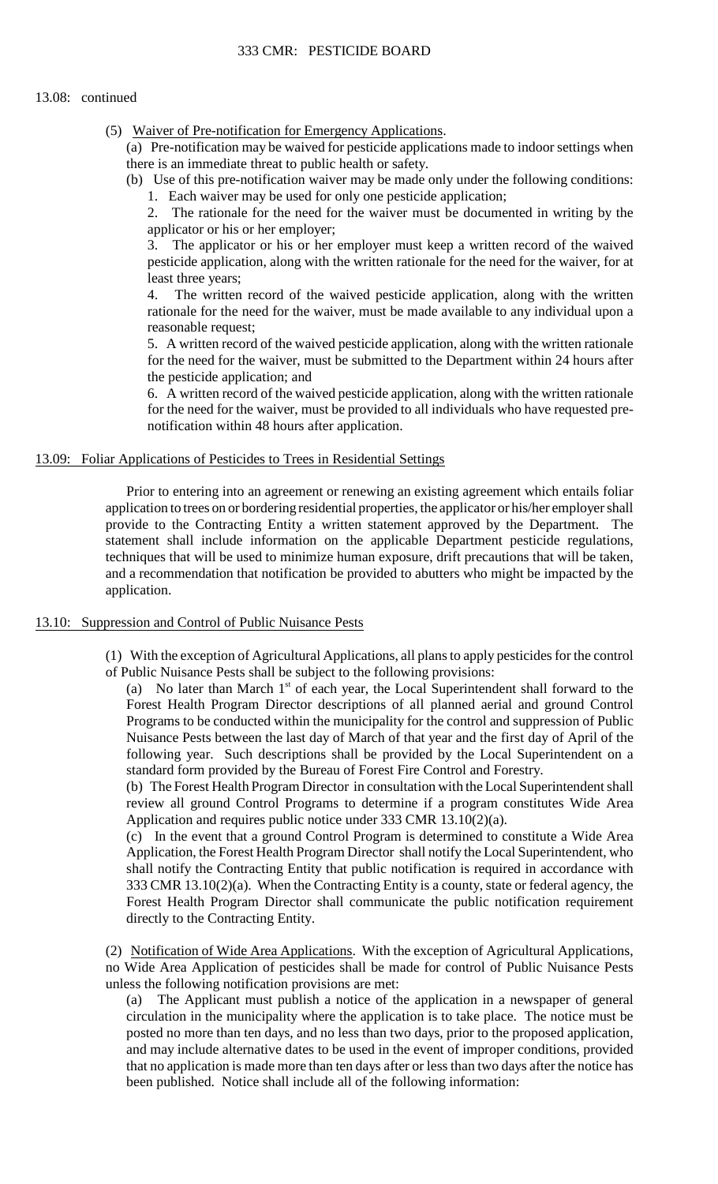13.08: continued

(5) Waiver of Pre-notification for Emergency Applications.

(a) Pre-notification may be waived for pesticide applications made to indoor settings when there is an immediate threat to public health or safety.

(b) Use of this pre-notification waiver may be made only under the following conditions:

1. Each waiver may be used for only one pesticide application;

2. The rationale for the need for the waiver must be documented in writing by the applicator or his or her employer;

3. The applicator or his or her employer must keep a written record of the waived pesticide application, along with the written rationale for the need for the waiver, for at least three years;

4. The written record of the waived pesticide application, along with the written rationale for the need for the waiver, must be made available to any individual upon a reasonable request;

5. A written record of the waived pesticide application, along with the written rationale for the need for the waiver, must be submitted to the Department within 24 hours after the pesticide application; and

6. A written record of the waived pesticide application, along with the written rationale for the need for the waiver, must be provided to all individuals who have requested pre-notification within 48 hours after application.

## 13.09: Foliar Applications of Pesticides to Trees in Residential Settings

Prior to entering into an agreement or renewing an existing agreement which entails foliar application to trees on or bordering residential properties, the applicator or his/her employer shall provide to the Contracting Entity a written statement approved by the Department. The statement shall include information on the applicable Department pesticide regulations, techniques that will be used to minimize human exposure, drift precautions that will be taken, and a recommendation that notification be provided to abutters who might be impacted by the application.

## 13.10: Suppression and Control of Public Nuisance Pests

(1) With the exception of Agricultural Applications, all plans to apply pesticides for the control of Public Nuisance Pests shall be subject to the following provisions:

(a) No later than March 1st of each year, the Local Superintendent shall forward to the Forest Health Program Director descriptions of all planned aerial and ground Control Programs to be conducted within the municipality for the control and suppression of Public Nuisance Pests between the last day of March of that year and the first day of April of the following year. Such descriptions shall be provided by the Local Superintendent on a standard form provided by the Bureau of Forest Fire Control and Forestry.

(b) The Forest Health Program Director in consultation with the Local Superintendent shall review all ground Control Programs to determine if a program constitutes Wide Area Application and requires public notice under 333 CMR 13.10(2)(a).

(c) In the event that a ground Control Program is determined to constitute a Wide Area Application, the Forest Health Program Director shall notify the Local Superintendent, who shall notify the Contracting Entity that public notification is required in accordance with 333 CMR 13.10(2)(a). When the Contracting Entity is a county, state or federal agency, the Forest Health Program Director shall communicate the public notification requirement directly to the Contracting Entity.

(2) Notification of Wide Area Applications. With the exception of Agricultural Applications, no Wide Area Application of pesticides shall be made for control of Public Nuisance Pests unless the following notification provisions are met:

(a) The Applicant must publish a notice of the application in a newspaper of general circulation in the municipality where the application is to take place. The notice must be posted no more than ten days, and no less than two days, prior to the proposed application, and may include alternative dates to be used in the event of improper conditions, provided that no application is made more than ten days after or less than two days after the notice has been published. Notice shall include all of the following information: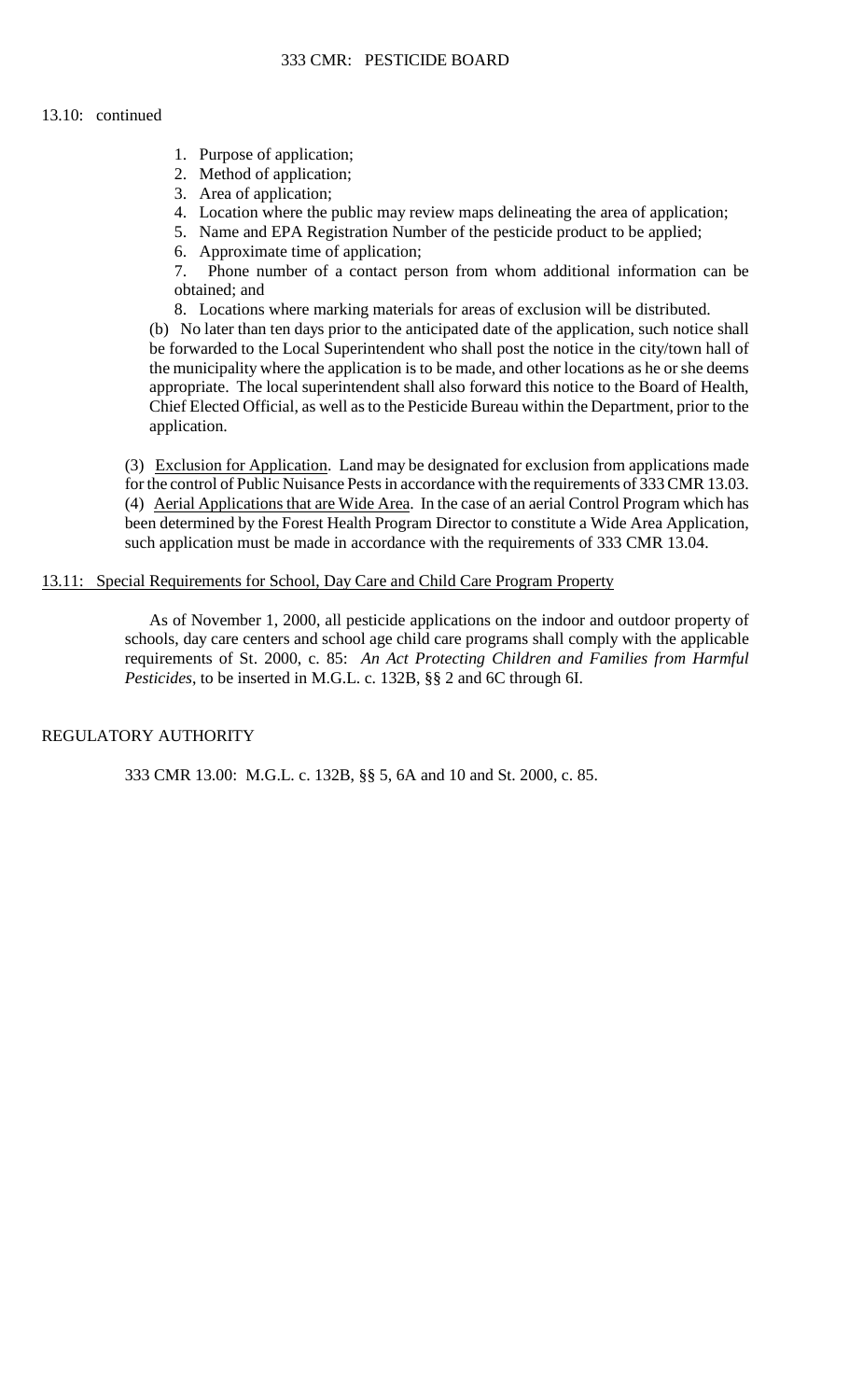13.10: continued

1. Purpose of application;
2. Method of application;
3. Area of application;
4. Location where the public may review maps delineating the area of application;
5. Name and EPA Registration Number of the pesticide product to be applied;
6. Approximate time of application;
7. Phone number of a contact person from whom additional information can be obtained; and
8. Locations where marking materials for areas of exclusion will be distributed.

(b) No later than ten days prior to the anticipated date of the application, such notice shall be forwarded to the Local Superintendent who shall post the notice in the city/town hall of the municipality where the application is to be made, and other locations as he or she deems appropriate. The local superintendent shall also forward this notice to the Board of Health, Chief Elected Official, as well as to the Pesticide Bureau within the Department, prior to the application.

(3) Exclusion for Application. Land may be designated for exclusion from applications made for the control of Public Nuisance Pests in accordance with the requirements of 333 CMR 13.03.

(4) Aerial Applications that are Wide Area. In the case of an aerial Control Program which has been determined by the Forest Health Program Director to constitute a Wide Area Application, such application must be made in accordance with the requirements of 333 CMR 13.04.

## 13.11: Special Requirements for School, Day Care and Child Care Program Property

As of November 1, 2000, all pesticide applications on the indoor and outdoor property of schools, day care centers and school age child care programs shall comply with the applicable requirements of St. 2000, c. 85: *An Act Protecting Children and Families from Harmful Pesticides*, to be inserted in M.G.L. c. 132B, §§ 2 and 6C through 6I.

## REGULATORY AUTHORITY

333 CMR 13.00: M.G.L. c. 132B, §§ 5, 6A and 10 and St. 2000, c. 85.